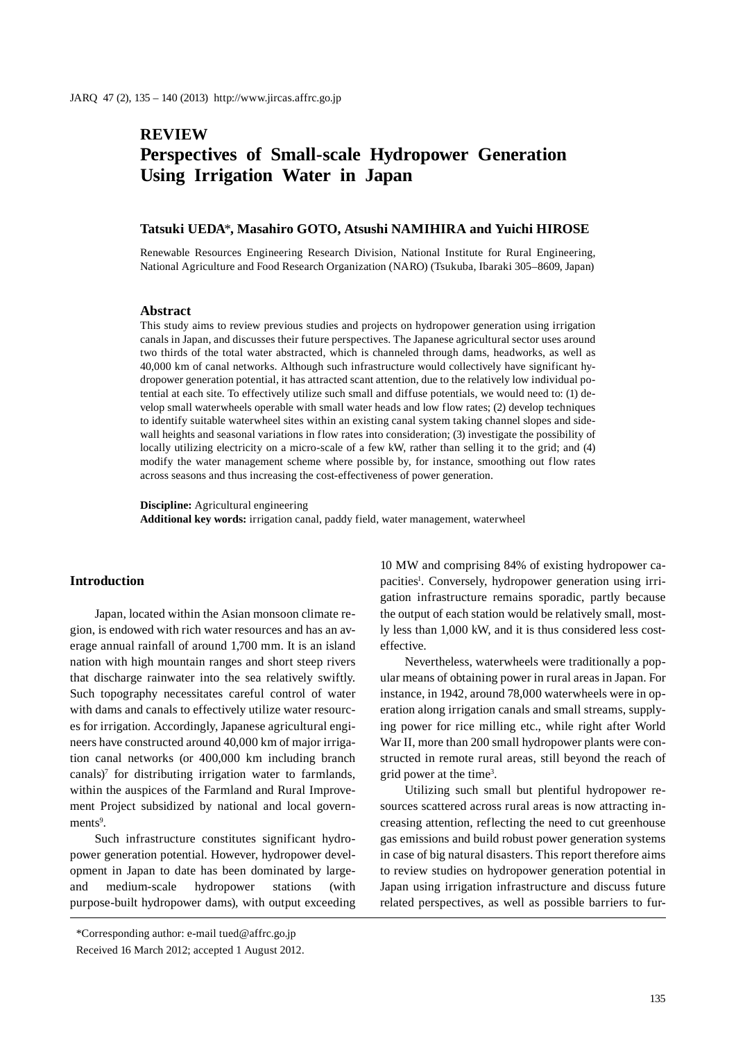**REVIEW**

# Perspectives of Small-scale Hydropower Generation Using Irrigation Water in Japan

**Tatsuki UEDA*, Masahiro GOTO, Atsushi NAMIHIRA and Yuichi HIROSE**

Renewable Resources Engineering Research Division, National Institute for Rural Engineering, National Agriculture and Food Research Organization (NARO) (Tsukuba, Ibaraki 305–8609, Japan)

## Abstract

This study aims to review previous studies and projects on hydropower generation using irrigation canals in Japan, and discusses their future perspectives. The Japanese agricultural sector uses around two thirds of the total water abstracted, which is channeled through dams, headworks, as well as 40,000 km of canal networks. Although such infrastructure would collectively have significant hydropower generation potential, it has attracted scant attention, due to the relatively low individual potential at each site. To effectively utilize such small and diffuse potentials, we would need to: (1) develop small waterwheels operable with small water heads and low flow rates; (2) develop techniques to identify suitable waterwheel sites within an existing canal system taking channel slopes and sidewall heights and seasonal variations in flow rates into consideration; (3) investigate the possibility of locally utilizing electricity on a micro-scale of a few kW, rather than selling it to the grid; and (4) modify the water management scheme where possible by, for instance, smoothing out flow rates across seasons and thus increasing the cost-effectiveness of power generation.

**Discipline:** Agricultural engineering
**Additional key words:** irrigation canal, paddy field, water management, waterwheel

## Introduction

Japan, located within the Asian monsoon climate region, is endowed with rich water resources and has an average annual rainfall of around 1,700 mm. It is an island nation with high mountain ranges and short steep rivers that discharge rainwater into the sea relatively swiftly. Such topography necessitates careful control of water with dams and canals to effectively utilize water resources for irrigation. Accordingly, Japanese agricultural engineers have constructed around 40,000 km of major irrigation canal networks (or 400,000 km including branch canals)[7] for distributing irrigation water to farmlands, within the auspices of the Farmland and Rural Improvement Project subsidized by national and local governments[9].

Such infrastructure constitutes significant hydropower generation potential. However, hydropower development in Japan to date has been dominated by large- and medium-scale hydropower stations (with purpose-built hydropower dams), with output exceeding 10 MW and comprising 84% of existing hydropower capacities[1]. Conversely, hydropower generation using irrigation infrastructure remains sporadic, partly because the output of each station would be relatively small, mostly less than 1,000 kW, and it is thus considered less cost-effective.

Nevertheless, waterwheels were traditionally a popular means of obtaining power in rural areas in Japan. For instance, in 1942, around 78,000 waterwheels were in operation along irrigation canals and small streams, supplying power for rice milling etc., while right after World War II, more than 200 small hydropower plants were constructed in remote rural areas, still beyond the reach of grid power at the time[3].

Utilizing such small but plentiful hydropower resources scattered across rural areas is now attracting increasing attention, reflecting the need to cut greenhouse gas emissions and build robust power generation systems in case of big natural disasters. This report therefore aims to review studies on hydropower generation potential in Japan using irrigation infrastructure and discuss future related perspectives, as well as possible barriers to fur-

*Corresponding author: e-mail tued@affrc.go.jp
Received 16 March 2012; accepted 1 August 2012.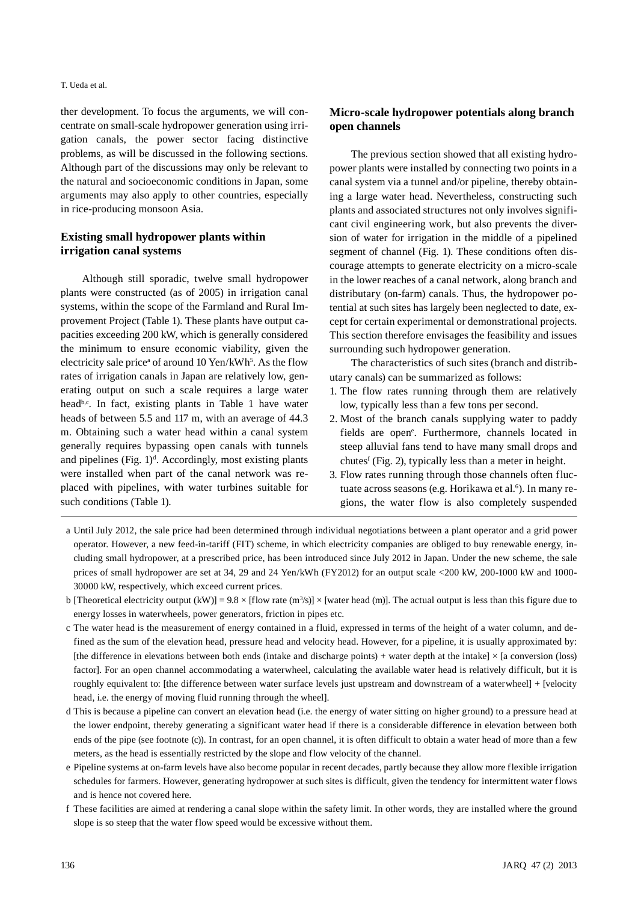ther development. To focus the arguments, we will concentrate on small-scale hydropower generation using irrigation canals, the power sector facing distinctive problems, as will be discussed in the following sections. Although part of the discussions may only be relevant to the natural and socioeconomic conditions in Japan, some arguments may also apply to other countries, especially in rice-producing monsoon Asia.

## Existing small hydropower plants within irrigation canal systems

Although still sporadic, twelve small hydropower plants were constructed (as of 2005) in irrigation canal systems, within the scope of the Farmland and Rural Improvement Project (Table 1). These plants have output capacities exceeding 200 kW, which is generally considered the minimum to ensure economic viability, given the electricity sale price[a] of around 10 Yen/kWh[5]. As the flow rates of irrigation canals in Japan are relatively low, generating output on such a scale requires a large water head[b,c]. In fact, existing plants in Table 1 have water heads of between 5.5 and 117 m, with an average of 44.3 m. Obtaining such a water head within a canal system generally requires bypassing open canals with tunnels and pipelines (Fig. 1)[d]. Accordingly, most existing plants were installed when part of the canal network was replaced with pipelines, with water turbines suitable for such conditions (Table 1).

## Micro-scale hydropower potentials along branch open channels

The previous section showed that all existing hydropower plants were installed by connecting two points in a canal system via a tunnel and/or pipeline, thereby obtaining a large water head. Nevertheless, constructing such plants and associated structures not only involves significant civil engineering work, but also prevents the diversion of water for irrigation in the middle of a pipelined segment of channel (Fig. 1). These conditions often discourage attempts to generate electricity on a micro-scale in the lower reaches of a canal network, along branch and distributary (on-farm) canals. Thus, the hydropower potential at such sites has largely been neglected to date, except for certain experimental or demonstrational projects. This section therefore envisages the feasibility and issues surrounding such hydropower generation.

The characteristics of such sites (branch and distributary canals) can be summarized as follows:

1. The flow rates running through them are relatively low, typically less than a few tons per second.
2. Most of the branch canals supplying water to paddy fields are open[e]. Furthermore, channels located in steep alluvial fans tend to have many small drops and chutes[f] (Fig. 2), typically less than a meter in height.
3. Flow rates running through those channels often fluctuate across seasons (e.g. Horikawa et al.[6]). In many regions, the water flow is also completely suspended

---

a Until July 2012, the sale price had been determined through individual negotiations between a plant operator and a grid power operator. However, a new feed-in-tariff (FIT) scheme, in which electricity companies are obliged to buy renewable energy, including small hydropower, at a prescribed price, has been introduced since July 2012 in Japan. Under the new scheme, the sale prices of small hydropower are set at 34, 29 and 24 Yen/kWh (FY2012) for an output scale <200 kW, 200-1000 kW and 1000-30000 kW, respectively, which exceed current prices.

b [Theoretical electricity output (kW)] = 9.8 × [flow rate ($m^3$/s)] × [water head (m)]. The actual output is less than this figure due to energy losses in waterwheels, power generators, friction in pipes etc.

c The water head is the measurement of energy contained in a fluid, expressed in terms of the height of a water column, and defined as the sum of the elevation head, pressure head and velocity head. However, for a pipeline, it is usually approximated by: [the difference in elevations between both ends (intake and discharge points) + water depth at the intake] × [a conversion (loss) factor]. For an open channel accommodating a waterwheel, calculating the available water head is relatively difficult, but it is roughly equivalent to: [the difference between water surface levels just upstream and downstream of a waterwheel] + [velocity head, i.e. the energy of moving fluid running through the wheel].

d This is because a pipeline can convert an elevation head (i.e. the energy of water sitting on higher ground) to a pressure head at the lower endpoint, thereby generating a significant water head if there is a considerable difference in elevation between both ends of the pipe (see footnote (c)). In contrast, for an open channel, it is often difficult to obtain a water head of more than a few meters, as the head is essentially restricted by the slope and flow velocity of the channel.

e Pipeline systems at on-farm levels have also become popular in recent decades, partly because they allow more flexible irrigation schedules for farmers. However, generating hydropower at such sites is difficult, given the tendency for intermittent water flows and is hence not covered here.

f These facilities are aimed at rendering a canal slope within the safety limit. In other words, they are installed where the ground slope is so steep that the water flow speed would be excessive without them.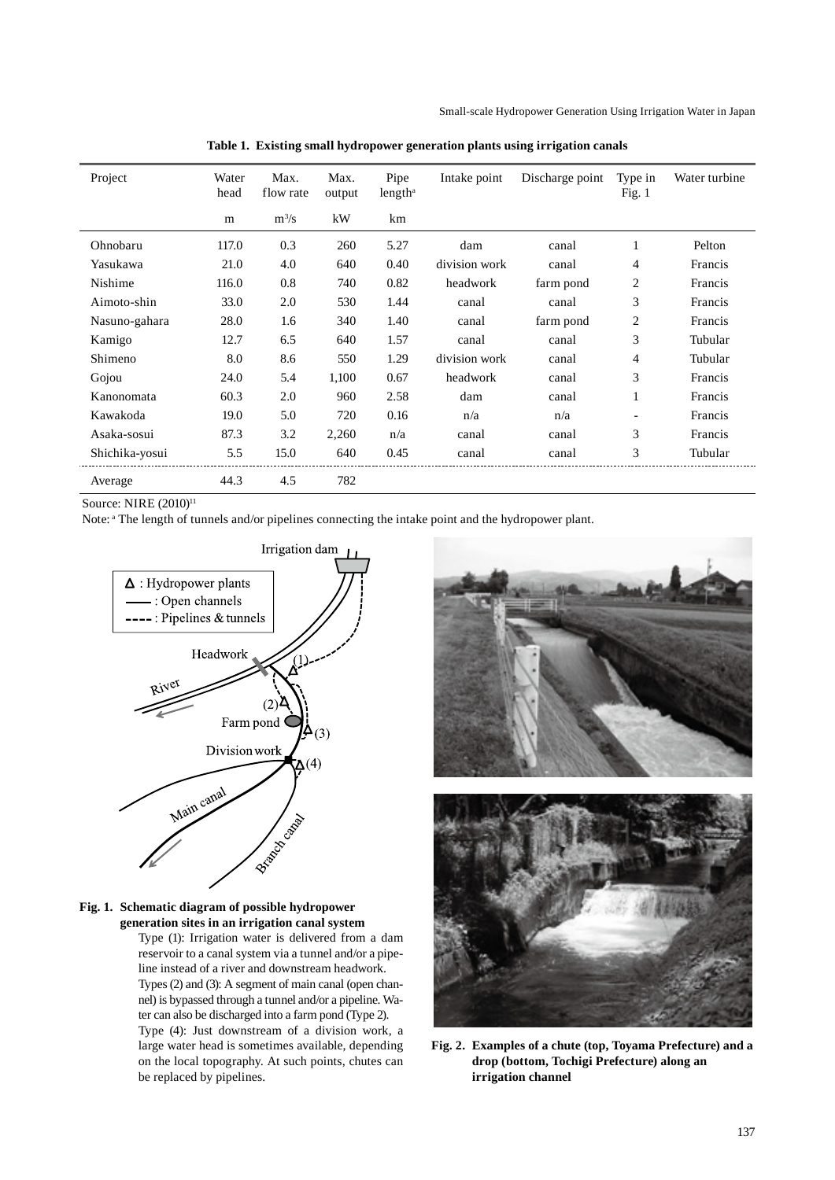**Table 1. Existing small hydropower generation plants using irrigation canals**

| Project | Water head | Max. flow rate | Max. output | Pipe length[a] | Intake point | Discharge point | Type in Fig. 1 | Water turbine |
|---|---|---|---|---|---|---|---|---|
| | m | $m^3/s$ | kW | km | | | | |
| Ohnobaru | 117.0 | 0.3 | 260 | 5.27 | dam | canal | 1 | Pelton |
| Yasukawa | 21.0 | 4.0 | 640 | 0.40 | division work | canal | 4 | Francis |
| Nishime | 116.0 | 0.8 | 740 | 0.82 | headwork | farm pond | 2 | Francis |
| Aimoto-shin | 33.0 | 2.0 | 530 | 1.44 | canal | canal | 3 | Francis |
| Nasuno-gahara | 28.0 | 1.6 | 340 | 1.40 | canal | farm pond | 2 | Francis |
| Kamigo | 12.7 | 6.5 | 640 | 1.57 | canal | canal | 3 | Tubular |
| Shimeno | 8.0 | 8.6 | 550 | 1.29 | division work | canal | 4 | Tubular |
| Gojou | 24.0 | 5.4 | 1,100 | 0.67 | headwork | canal | 3 | Francis |
| Kanonomata | 60.3 | 2.0 | 960 | 2.58 | dam | canal | 1 | Francis |
| Kawakoda | 19.0 | 5.0 | 720 | 0.16 | n/a | n/a | - | Francis |
| Asaka-sosui | 87.3 | 3.2 | 2,260 | n/a | canal | canal | 3 | Francis |
| Shichika-yosui | 5.5 | 15.0 | 640 | 0.45 | canal | canal | 3 | Tubular |
| Average | 44.3 | 4.5 | 782 | | | | | |

Source: NIRE (2010)[11]

Note: [a] The length of tunnels and/or pipelines connecting the intake point and the hydropower plant.

**Fig. 1. Schematic diagram of possible hydropower generation sites in an irrigation canal system**

Type (1): Irrigation water is delivered from a dam reservoir to a canal system via a tunnel and/or a pipeline instead of a river and downstream headwork.
Types (2) and (3): A segment of main canal (open channel) is bypassed through a tunnel and/or a pipeline. Water can also be discharged into a farm pond (Type 2).
Type (4): Just downstream of a division work, a large water head is sometimes available, depending on the local topography. At such points, chutes can be replaced by pipelines.

**Fig. 2. Examples of a chute (top, Toyama Prefecture) and a drop (bottom, Tochigi Prefecture) along an irrigation channel**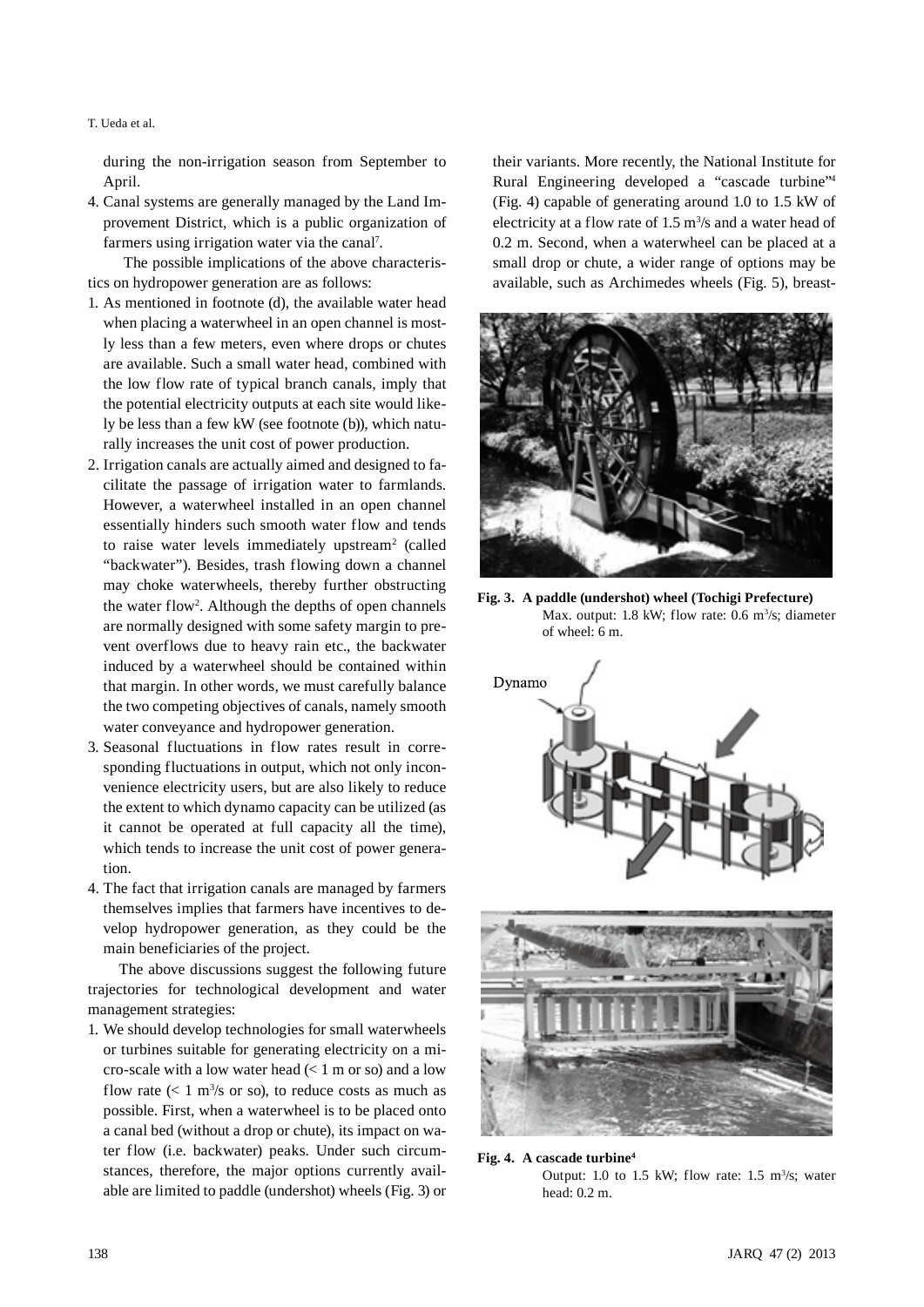during the non-irrigation season from September to April.

4. Canal systems are generally managed by the Land Improvement District, which is a public organization of farmers using irrigation water via the canal[7].

The possible implications of the above characteristics on hydropower generation are as follows:

1. As mentioned in footnote (d), the available water head when placing a waterwheel in an open channel is mostly less than a few meters, even where drops or chutes are available. Such a small water head, combined with the low flow rate of typical branch canals, imply that the potential electricity outputs at each site would likely be less than a few kW (see footnote (b)), which naturally increases the unit cost of power production.
2. Irrigation canals are actually aimed and designed to facilitate the passage of irrigation water to farmlands. However, a waterwheel installed in an open channel essentially hinders such smooth water flow and tends to raise water levels immediately upstream[2] (called "backwater"). Besides, trash flowing down a channel may choke waterwheels, thereby further obstructing the water flow[2]. Although the depths of open channels are normally designed with some safety margin to prevent overflows due to heavy rain etc., the backwater induced by a waterwheel should be contained within that margin. In other words, we must carefully balance the two competing objectives of canals, namely smooth water conveyance and hydropower generation.
3. Seasonal fluctuations in flow rates result in corresponding fluctuations in output, which not only inconvenience electricity users, but are also likely to reduce the extent to which dynamo capacity can be utilized (as it cannot be operated at full capacity all the time), which tends to increase the unit cost of power generation.
4. The fact that irrigation canals are managed by farmers themselves implies that farmers have incentives to develop hydropower generation, as they could be the main beneficiaries of the project.

The above discussions suggest the following future trajectories for technological development and water management strategies:

1. We should develop technologies for small waterwheels or turbines suitable for generating electricity on a micro-scale with a low water head (< 1 m or so) and a low flow rate (< 1 m$^3$/s or so), to reduce costs as much as possible. First, when a waterwheel is to be placed onto a canal bed (without a drop or chute), its impact on water flow (i.e. backwater) peaks. Under such circumstances, therefore, the major options currently available are limited to paddle (undershot) wheels (Fig. 3) or their variants. More recently, the National Institute for Rural Engineering developed a "cascade turbine"[4] (Fig. 4) capable of generating around 1.0 to 1.5 kW of electricity at a flow rate of 1.5 m$^3$/s and a water head of 0.2 m. Second, when a waterwheel can be placed at a small drop or chute, a wider range of options may be available, such as Archimedes wheels (Fig. 5), breast-

**Fig. 3. A paddle (undershot) wheel (Tochigi Prefecture)**
Max. output: 1.8 kW; flow rate: 0.6 m$^3$/s; diameter of wheel: 6 m.

**Fig. 4. A cascade turbine[4]**
Output: 1.0 to 1.5 kW; flow rate: 1.5 m$^3$/s; water head: 0.2 m.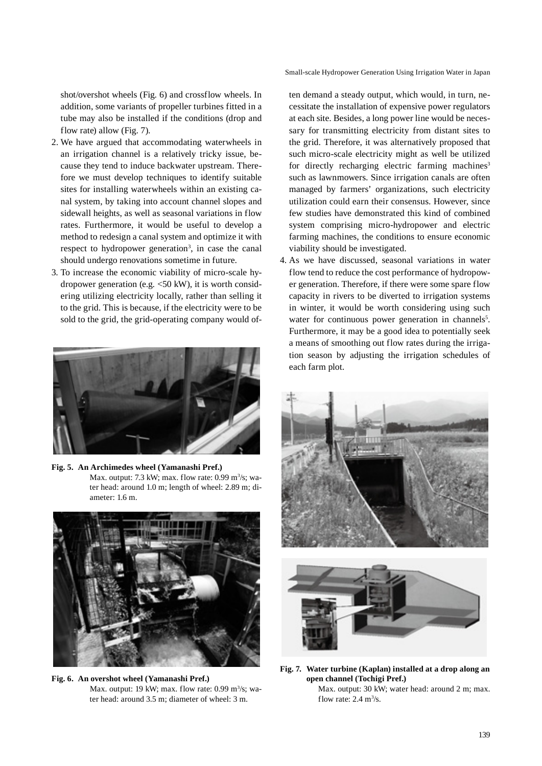shot/overshot wheels (Fig. 6) and crossflow wheels. In addition, some variants of propeller turbines fitted in a tube may also be installed if the conditions (drop and flow rate) allow (Fig. 7).

2. We have argued that accommodating waterwheels in an irrigation channel is a relatively tricky issue, because they tend to induce backwater upstream. Therefore we must develop techniques to identify suitable sites for installing waterwheels within an existing canal system, by taking into account channel slopes and sidewall heights, as well as seasonal variations in flow rates. Furthermore, it would be useful to develop a method to redesign a canal system and optimize it with respect to hydropower generation[3], in case the canal should undergo renovations sometime in future.
3. To increase the economic viability of micro-scale hydropower generation (e.g. <50 kW), it is worth considering utilizing electricity locally, rather than selling it to the grid. This is because, if the electricity were to be sold to the grid, the grid-operating company would often demand a steady output, which would, in turn, necessitate the installation of expensive power regulators at each site. Besides, a long power line would be necessary for transmitting electricity from distant sites to the grid. Therefore, it was alternatively proposed that such micro-scale electricity might as well be utilized for directly recharging electric farming machines[3] such as lawnmowers. Since irrigation canals are often managed by farmers' organizations, such electricity utilization could earn their consensus. However, since few studies have demonstrated this kind of combined system comprising micro-hydropower and electric farming machines, the conditions to ensure economic viability should be investigated.
4. As we have discussed, seasonal variations in water flow tend to reduce the cost performance of hydropower generation. Therefore, if there were some spare flow capacity in rivers to be diverted to irrigation systems in winter, it would be worth considering using such water for continuous power generation in channels[5]. Furthermore, it may be a good idea to potentially seek a means of smoothing out flow rates during the irrigation season by adjusting the irrigation schedules of each farm plot.

**Fig. 5. An Archimedes wheel (Yamanashi Pref.)**
Max. output: 7.3 kW; max. flow rate: 0.99 $m^3/s$; water head: around 1.0 m; length of wheel: 2.89 m; diameter: 1.6 m.

**Fig. 6. An overshot wheel (Yamanashi Pref.)**
Max. output: 19 kW; max. flow rate: 0.99 $m^3/s$; water head: around 3.5 m; diameter of wheel: 3 m.

**Fig. 7. Water turbine (Kaplan) installed at a drop along an open channel (Tochigi Pref.)**
Max. output: 30 kW; water head: around 2 m; max. flow rate: 2.4 $m^3/s$.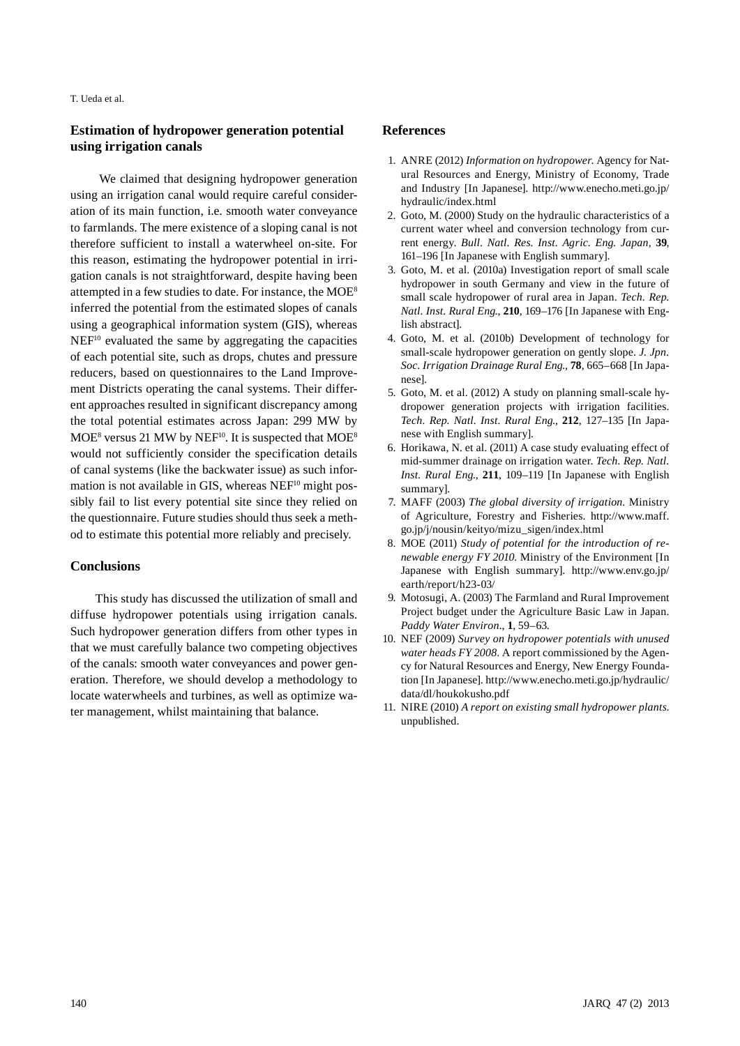## Estimation of hydropower generation potential using irrigation canals

We claimed that designing hydropower generation using an irrigation canal would require careful consideration of its main function, i.e. smooth water conveyance to farmlands. The mere existence of a sloping canal is not therefore sufficient to install a waterwheel on-site. For this reason, estimating the hydropower potential in irrigation canals is not straightforward, despite having been attempted in a few studies to date. For instance, the MOE[8] inferred the potential from the estimated slopes of canals using a geographical information system (GIS), whereas NEF[10] evaluated the same by aggregating the capacities of each potential site, such as drops, chutes and pressure reducers, based on questionnaires to the Land Improvement Districts operating the canal systems. Their different approaches resulted in significant discrepancy among the total potential estimates across Japan: 299 MW by MOE[8] versus 21 MW by NEF[10]. It is suspected that MOE[8] would not sufficiently consider the specification details of canal systems (like the backwater issue) as such information is not available in GIS, whereas NEF[10] might possibly fail to list every potential site since they relied on the questionnaire. Future studies should thus seek a method to estimate this potential more reliably and precisely.

## Conclusions

This study has discussed the utilization of small and diffuse hydropower potentials using irrigation canals. Such hydropower generation differs from other types in that we must carefully balance two competing objectives of the canals: smooth water conveyances and power generation. Therefore, we should develop a methodology to locate waterwheels and turbines, as well as optimize water management, whilst maintaining that balance.

## References

1. ANRE (2012) *Information on hydropower.* Agency for Natural Resources and Energy, Ministry of Economy, Trade and Industry [In Japanese]. http://www.enecho.meti.go.jp/hydraulic/index.html
2. Goto, M. (2000) Study on the hydraulic characteristics of a current water wheel and conversion technology from current energy. *Bull. Natl. Res. Inst. Agric. Eng. Japan*, **39**, 161–196 [In Japanese with English summary].
3. Goto, M. et al. (2010a) Investigation report of small scale hydropower in south Germany and view in the future of small scale hydropower of rural area in Japan. *Tech. Rep. Natl. Inst. Rural Eng.*, **210**, 169–176 [In Japanese with English abstract].
4. Goto, M. et al. (2010b) Development of technology for small-scale hydropower generation on gently slope. *J. Jpn. Soc. Irrigation Drainage Rural Eng.*, **78**, 665–668 [In Japanese].
5. Goto, M. et al. (2012) A study on planning small-scale hydropower generation projects with irrigation facilities. *Tech. Rep. Natl. Inst. Rural Eng.*, **212**, 127–135 [In Japanese with English summary].
6. Horikawa, N. et al. (2011) A case study evaluating effect of mid-summer drainage on irrigation water. *Tech. Rep. Natl. Inst. Rural Eng.*, **211**, 109–119 [In Japanese with English summary].
7. MAFF (2003) *The global diversity of irrigation.* Ministry of Agriculture, Forestry and Fisheries. http://www.maff.go.jp/j/nousin/keityo/mizu_sigen/index.html
8. MOE (2011) *Study of potential for the introduction of renewable energy FY 2010.* Ministry of the Environment [In Japanese with English summary]. http://www.env.go.jp/earth/report/h23-03/
9. Motosugi, A. (2003) The Farmland and Rural Improvement Project budget under the Agriculture Basic Law in Japan. *Paddy Water Environ*., **1**, 59–63.
10. NEF (2009) *Survey on hydropower potentials with unused water heads FY 2008*. A report commissioned by the Agency for Natural Resources and Energy, New Energy Foundation [In Japanese]. http://www.enecho.meti.go.jp/hydraulic/data/dl/houkokusho.pdf
11. NIRE (2010) *A report on existing small hydropower plants.* unpublished.